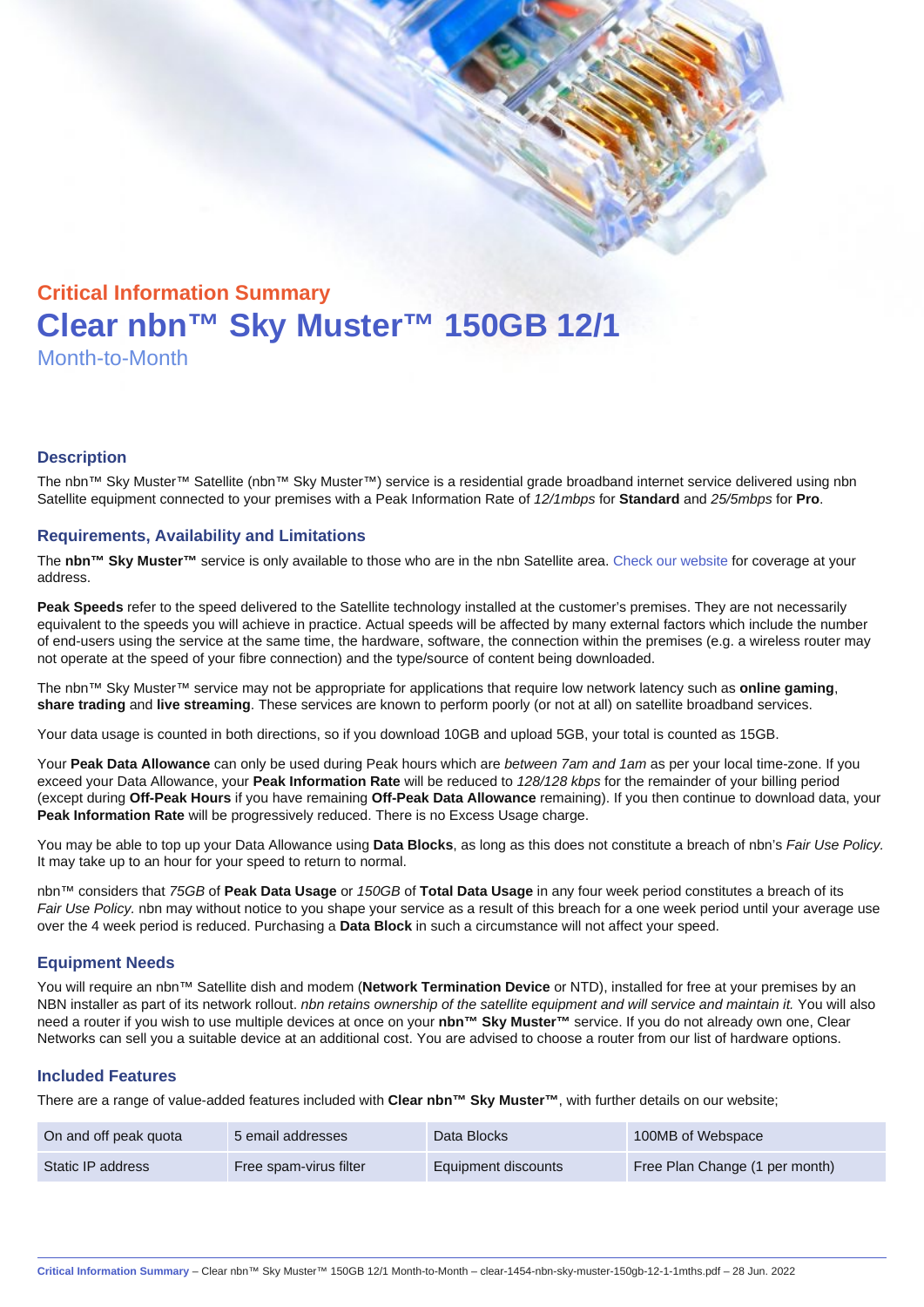## Critical Information Summary

# Clear nbn™ Sky Muster™ 150GB 12/1

Month-to-Month

### Description

The nbn™ Sky Muster™ Satellite (nbn™ Sky Muster™) service is a residential grade broadband internet service delivered using nbn Satellite equipment connected to your premises with a Peak Information Rate of *12/1mbps* for **Standard** and *25/5mbps* for **Pro**.

### Requirements, Availability and Limitations

The **nbn™ Sky Muster™** service is only available to those who are in the nbn Satellite area. Check our website for coverage at your address.

**Peak Speeds** refer to the speed delivered to the Satellite technology installed at the customer's premises. They are not necessarily equivalent to the speeds you will achieve in practice. Actual speeds will be affected by many external factors which include the number of end-users using the service at the same time, the hardware, software, the connection within the premises (e.g. a wireless router may not operate at the speed of your fibre connection) and the type/source of content being downloaded.

The nbn™ Sky Muster™ service may not be appropriate for applications that require low network latency such as **online gaming**, **share trading** and **live streaming**. These services are known to perform poorly (or not at all) on satellite broadband services.

Your data usage is counted in both directions, so if you download 10GB and upload 5GB, your total is counted as 15GB.

Your **Peak Data Allowance** can only be used during Peak hours which are *between 7am and 1am* as per your local time-zone. If you exceed your Data Allowance, your **Peak Information Rate** will be reduced to *128/128 kbps* for the remainder of your billing period (except during **Off-Peak Hours** if you have remaining **Off-Peak Data Allowance** remaining). If you then continue to download data, your **Peak Information Rate** will be progressively reduced. There is no Excess Usage charge.

You may be able to top up your Data Allowance using **Data Blocks**, as long as this does not constitute a breach of nbn's *Fair Use Policy*. It may take up to an hour for your speed to return to normal.

nbn™ considers that *75GB* of **Peak Data Usage** or *150GB* of **Total Data Usage** in any four week period constitutes a breach of its *Fair Use Policy.* nbn may without notice to you shape your service as a result of this breach for a one week period until your average use over the 4 week period is reduced. Purchasing a **Data Block** in such a circumstance will not affect your speed.

### Equipment Needs

You will require an nbn™ Satellite dish and modem (**Network Termination Device** or NTD), installed for free at your premises by an NBN installer as part of its network rollout. *nbn retains ownership of the satellite equipment and will service and maintain it.* You will also need a router if you wish to use multiple devices at once on your **nbn™ Sky Muster™** service. If you do not already own one, Clear Networks can sell you a suitable device at an additional cost. You are advised to choose a router from our list of hardware options.

### Included Features

There are a range of value-added features included with **Clear nbn™ Sky Muster™**, with further details on our website;

| | | | |
|---|---|---|---|
| On and off peak quota | 5 email addresses | Data Blocks | 100MB of Webspace |
| Static IP address | Free spam-virus filter | Equipment discounts | Free Plan Change (1 per month) |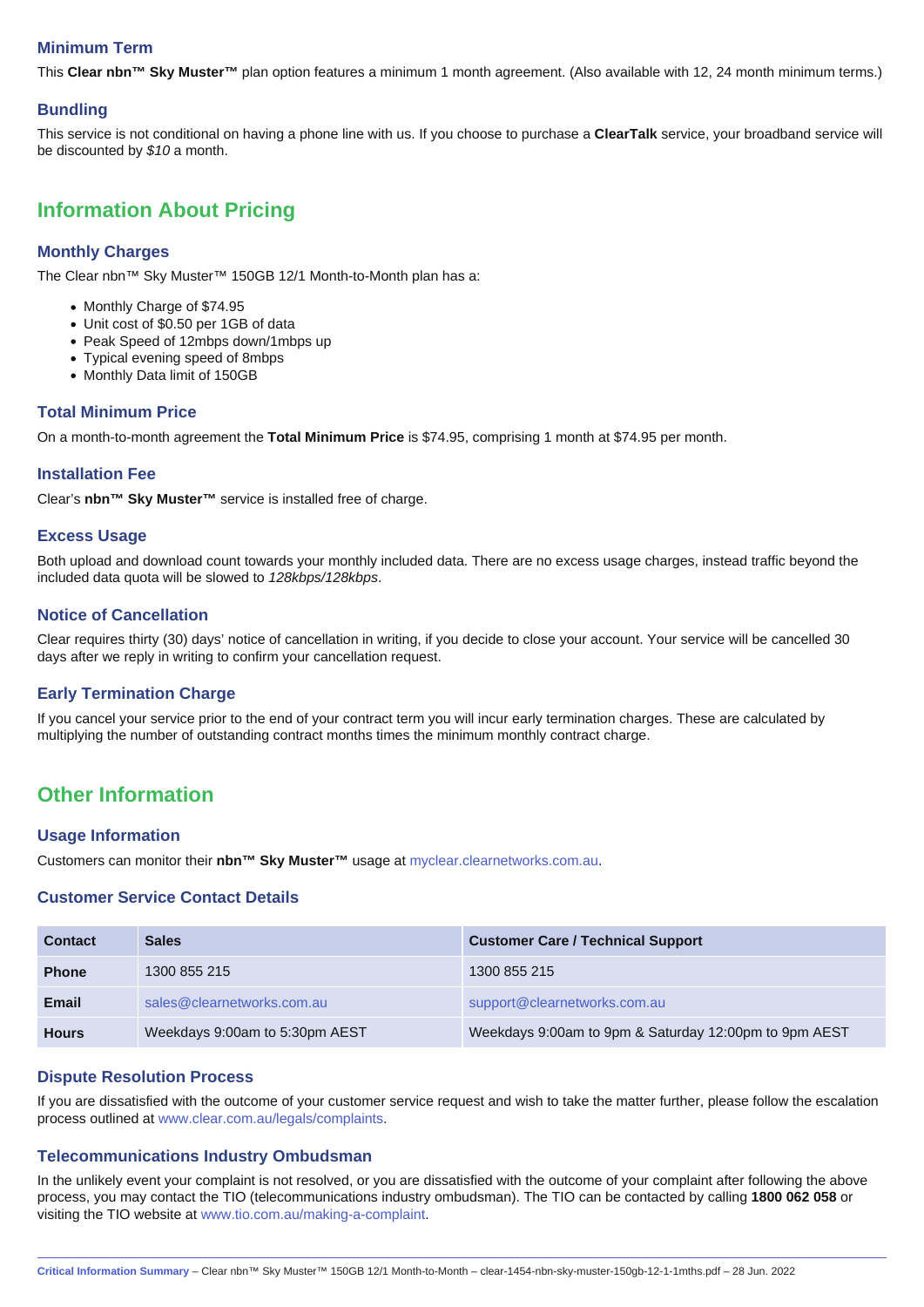### Minimum Term

This **Clear nbn™ Sky Muster™** plan option features a minimum 1 month agreement. (Also available with 12, 24 month minimum terms.)

### Bundling

This service is not conditional on having a phone line with us. If you choose to purchase a **ClearTalk** service, your broadband service will be discounted by *$10* a month.

## Information About Pricing

### Monthly Charges

The Clear nbn™ Sky Muster™ 150GB 12/1 Month-to-Month plan has a:

- Monthly Charge of $74.95
- Unit cost of $0.50 per 1GB of data
- Peak Speed of 12mbps down/1mbps up
- Typical evening speed of 8mbps
- Monthly Data limit of 150GB

### Total Minimum Price

On a month-to-month agreement the **Total Minimum Price** is $74.95, comprising 1 month at $74.95 per month.

### Installation Fee

Clear's **nbn™ Sky Muster™** service is installed free of charge.

### Excess Usage

Both upload and download count towards your monthly included data. There are no excess usage charges, instead traffic beyond the included data quota will be slowed to *128kbps/128kbps*.

### Notice of Cancellation

Clear requires thirty (30) days' notice of cancellation in writing, if you decide to close your account. Your service will be cancelled 30 days after we reply in writing to confirm your cancellation request.

### Early Termination Charge

If you cancel your service prior to the end of your contract term you will incur early termination charges. These are calculated by multiplying the number of outstanding contract months times the minimum monthly contract charge.

## Other Information

### Usage Information

Customers can monitor their **nbn™ Sky Muster™** usage at myclear.clearnetworks.com.au.

### Customer Service Contact Details

| Contact | Sales | Customer Care / Technical Support |
|---|---|---|
| **Phone** | 1300 855 215 | 1300 855 215 |
| **Email** | sales@clearnetworks.com.au | support@clearnetworks.com.au |
| **Hours** | Weekdays 9:00am to 5:30pm AEST | Weekdays 9:00am to 9pm & Saturday 12:00pm to 9pm AEST |

### Dispute Resolution Process

If you are dissatisfied with the outcome of your customer service request and wish to take the matter further, please follow the escalation process outlined at www.clear.com.au/legals/complaints.

### Telecommunications Industry Ombudsman

In the unlikely event your complaint is not resolved, or you are dissatisfied with the outcome of your complaint after following the above process, you may contact the TIO (telecommunications industry ombudsman). The TIO can be contacted by calling **1800 062 058** or visiting the TIO website at www.tio.com.au/making-a-complaint.